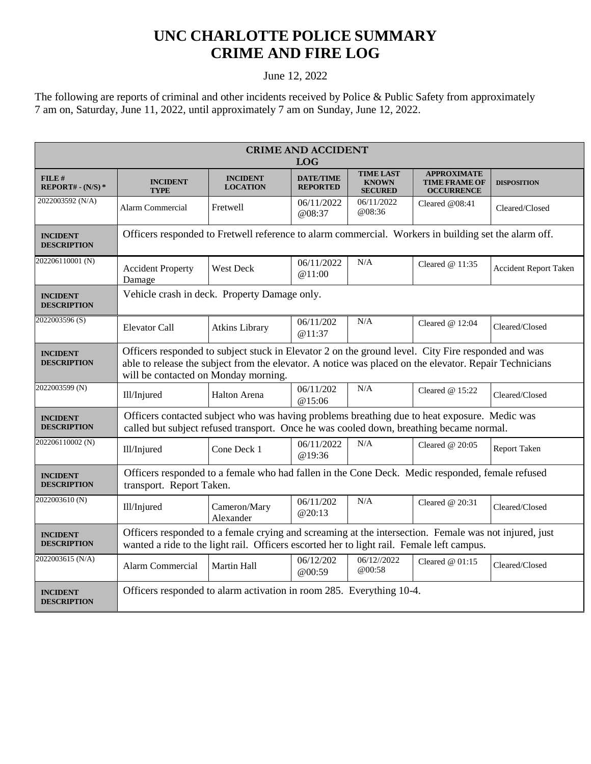# UNC CHARLOTTE POLICE SUMMARY
# CRIME AND FIRE LOG

June 12, 2022

The following are reports of criminal and other incidents received by Police & Public Safety from approximately 7 am on, Saturday, June 11, 2022, until approximately 7 am on Sunday, June 12, 2022.

| CRIME AND ACCIDENT LOG | | | | | | |
|---|---|---|---|---|---|---|
| **FILE # REPORT# - (N/S) \*** | **INCIDENT TYPE** | **INCIDENT LOCATION** | **DATE/TIME REPORTED** | **TIME LAST KNOWN SECURED** | **APPROXIMATE TIME FRAME OF OCCURRENCE** | **DISPOSITION** |
| 2022003592 (N/A) | Alarm Commercial | Fretwell | 06/11/2022 @08:37 | 06/11/2022 @08:36 | Cleared @08:41 | Cleared/Closed |
| **INCIDENT DESCRIPTION** | Officers responded to Fretwell reference to alarm commercial. Workers in building set the alarm off. | | | | | |
| 202206110001 (N) | Accident Property Damage | West Deck | 06/11/2022 @11:00 | N/A | Cleared @ 11:35 | Accident Report Taken |
| **INCIDENT DESCRIPTION** | Vehicle crash in deck. Property Damage only. | | | | | |
| 2022003596 (S) | Elevator Call | Atkins Library | 06/11/202 @11:37 | N/A | Cleared @ 12:04 | Cleared/Closed |
| **INCIDENT DESCRIPTION** | Officers responded to subject stuck in Elevator 2 on the ground level. City Fire responded and was able to release the subject from the elevator. A notice was placed on the elevator. Repair Technicians will be contacted on Monday morning. | | | | | |
| 2022003599 (N) | Ill/Injured | Halton Arena | 06/11/202 @15:06 | N/A | Cleared @ 15:22 | Cleared/Closed |
| **INCIDENT DESCRIPTION** | Officers contacted subject who was having problems breathing due to heat exposure. Medic was called but subject refused transport. Once he was cooled down, breathing became normal. | | | | | |
| 202206110002 (N) | Ill/Injured | Cone Deck 1 | 06/11/2022 @19:36 | N/A | Cleared @ 20:05 | Report Taken |
| **INCIDENT DESCRIPTION** | Officers responded to a female who had fallen in the Cone Deck. Medic responded, female refused transport. Report Taken. | | | | | |
| 2022003610 (N) | Ill/Injured | Cameron/Mary Alexander | 06/11/202 @20:13 | N/A | Cleared @ 20:31 | Cleared/Closed |
| **INCIDENT DESCRIPTION** | Officers responded to a female crying and screaming at the intersection. Female was not injured, just wanted a ride to the light rail. Officers escorted her to light rail. Female left campus. | | | | | |
| 2022003615 (N/A) | Alarm Commercial | Martin Hall | 06/12/202 @00:59 | 06/12//2022 @00:58 | Cleared @ 01:15 | Cleared/Closed |
| **INCIDENT DESCRIPTION** | Officers responded to alarm activation in room 285. Everything 10-4. | | | | | |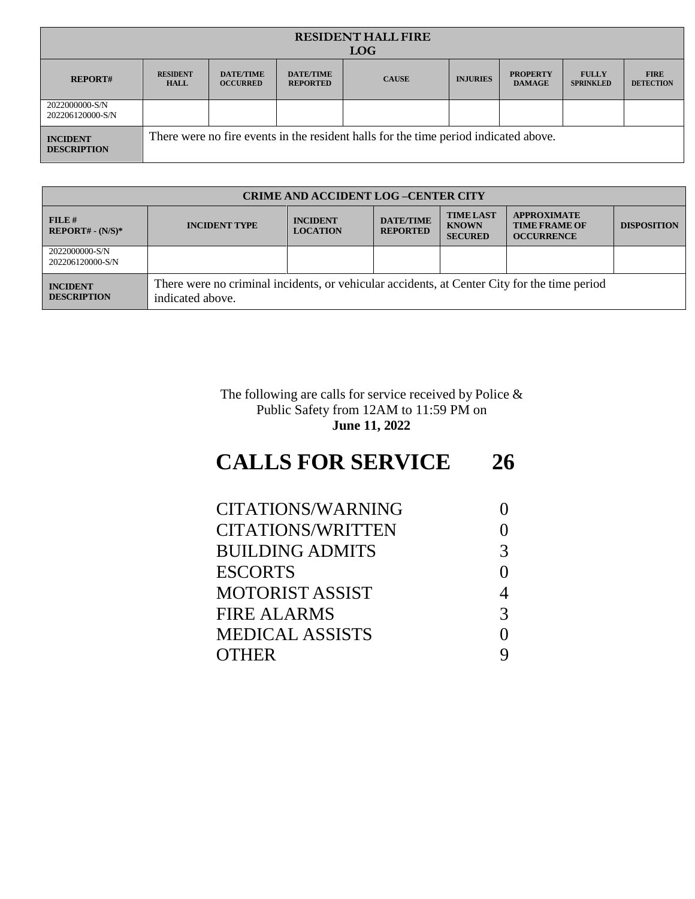## RESIDENT HALL FIRE LOG

| REPORT# | RESIDENT HALL | DATE/TIME OCCURRED | DATE/TIME REPORTED | CAUSE | INJURIES | PROPERTY DAMAGE | FULLY SPRINKLED | FIRE DETECTION |
|---|---|---|---|---|---|---|---|---|
| 2022000000-S/N 202206120000-S/N | | | | | | | | |
| **INCIDENT DESCRIPTION** | There were no fire events in the resident halls for the time period indicated above. | | | | | | | |

## CRIME AND ACCIDENT LOG –CENTER CITY

| FILE # REPORT# - (N/S)* | INCIDENT TYPE | INCIDENT LOCATION | DATE/TIME REPORTED | TIME LAST KNOWN SECURED | APPROXIMATE TIME FRAME OF OCCURRENCE | DISPOSITION |
|---|---|---|---|---|---|---|
| 2022000000-S/N 202206120000-S/N | | | | | | |
| **INCIDENT DESCRIPTION** | There were no criminal incidents, or vehicular accidents, at Center City for the time period indicated above. | | | | | |

The following are calls for service received by Police & Public Safety from 12AM to 11:59 PM on **June 11, 2022**

# CALLS FOR SERVICE 26

| | |
|---|---|
| CITATIONS/WARNING | 0 |
| CITATIONS/WRITTEN | 0 |
| BUILDING ADMITS | 3 |
| ESCORTS | 0 |
| MOTORIST ASSIST | 4 |
| FIRE ALARMS | 3 |
| MEDICAL ASSISTS | 0 |
| OTHER | 9 |